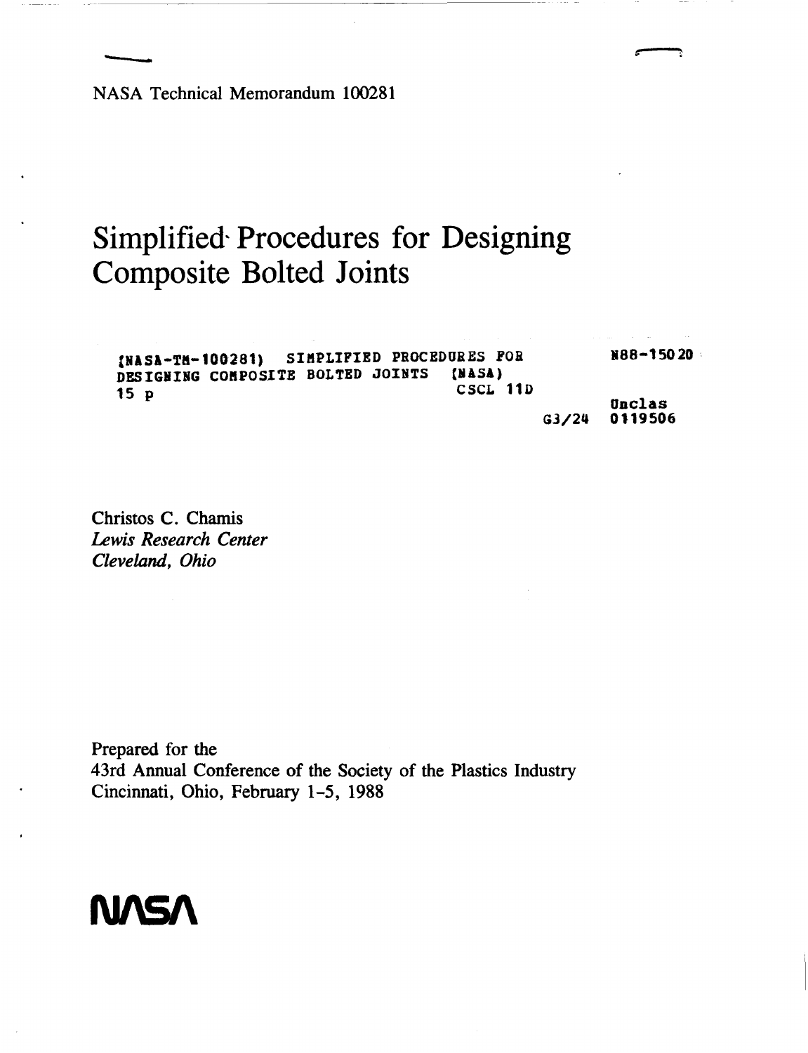NASA Technical Memorandum 100281

# Simplified Procedures for Designing Composite Bolted Joints

```
(NASA-TM-100281)  SIMPLIFIED PROCEDURES FOR        N88-15020
DESIGNING COMPOSITE BOLTED JOINTS   (NASA)
15 p                                 CSCL 11D
                                                    Unclas
                                          G3/24     0119506
```

Christos C. Chamis
*Lewis Research Center*
*Cleveland, Ohio*

Prepared for the
43rd Annual Conference of the Society of the Plastics Industry
Cincinnati, Ohio, February 1-5, 1988

**NASA**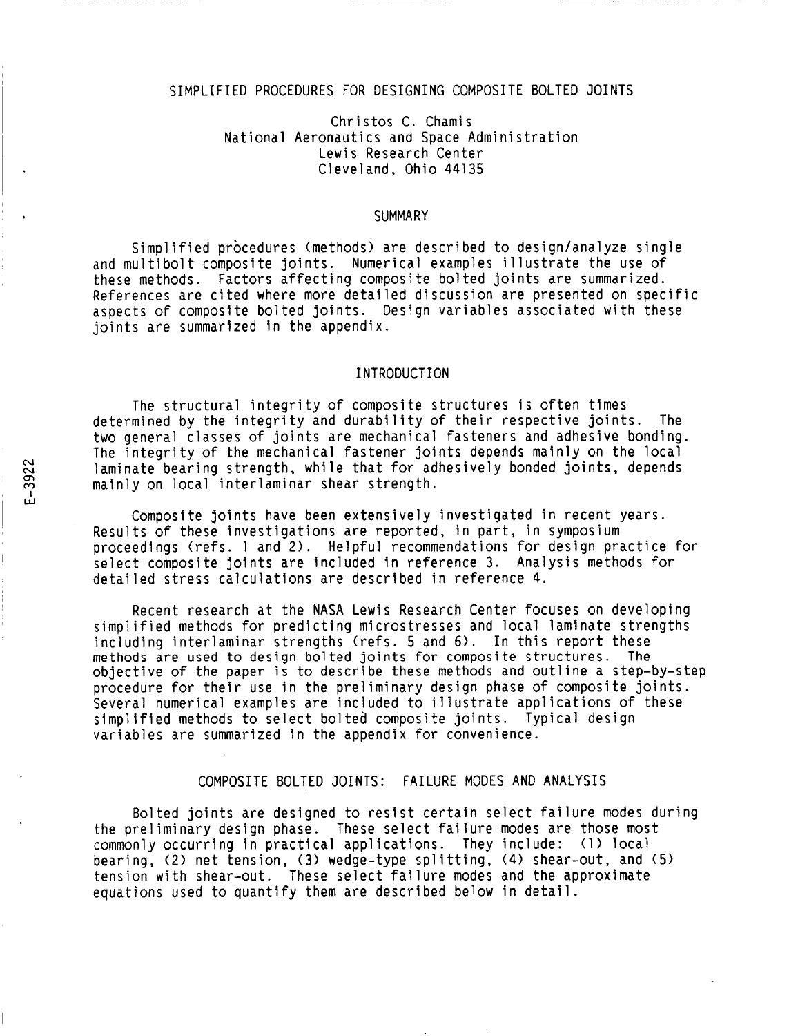# SIMPLIFIED PROCEDURES FOR DESIGNING COMPOSITE BOLTED JOINTS

Christos C. Chamis
National Aeronautics and Space Administration
Lewis Research Center
Cleveland, Ohio 44135

## SUMMARY

Simplified procedures (methods) are described to design/analyze single and multibolt composite joints. Numerical examples illustrate the use of these methods. Factors affecting composite bolted joints are summarized. References are cited where more detailed discussion are presented on specific aspects of composite bolted joints. Design variables associated with these joints are summarized in the appendix.

## INTRODUCTION

The structural integrity of composite structures is often times determined by the integrity and durability of their respective joints. The two general classes of joints are mechanical fasteners and adhesive bonding. The integrity of the mechanical fastener joints depends mainly on the local laminate bearing strength, while that for adhesively bonded joints, depends mainly on local interlaminar shear strength.

Composite joints have been extensively investigated in recent years. Results of these investigations are reported, in part, in symposium proceedings (refs. 1 and 2). Helpful recommendations for design practice for select composite joints are included in reference 3. Analysis methods for detailed stress calculations are described in reference 4.

Recent research at the NASA Lewis Research Center focuses on developing simplified methods for predicting microstresses and local laminate strengths including interlaminar strengths (refs. 5 and 6). In this report these methods are used to design bolted joints for composite structures. The objective of the paper is to describe these methods and outline a step-by-step procedure for their use in the preliminary design phase of composite joints. Several numerical examples are included to illustrate applications of these simplified methods to select bolted composite joints. Typical design variables are summarized in the appendix for convenience.

## COMPOSITE BOLTED JOINTS: FAILURE MODES AND ANALYSIS

Bolted joints are designed to resist certain select failure modes during the preliminary design phase. These select failure modes are those most commonly occurring in practical applications. They include: (1) local bearing, (2) net tension, (3) wedge-type splitting, (4) shear-out, and (5) tension with shear-out. These select failure modes and the approximate equations used to quantify them are described below in detail.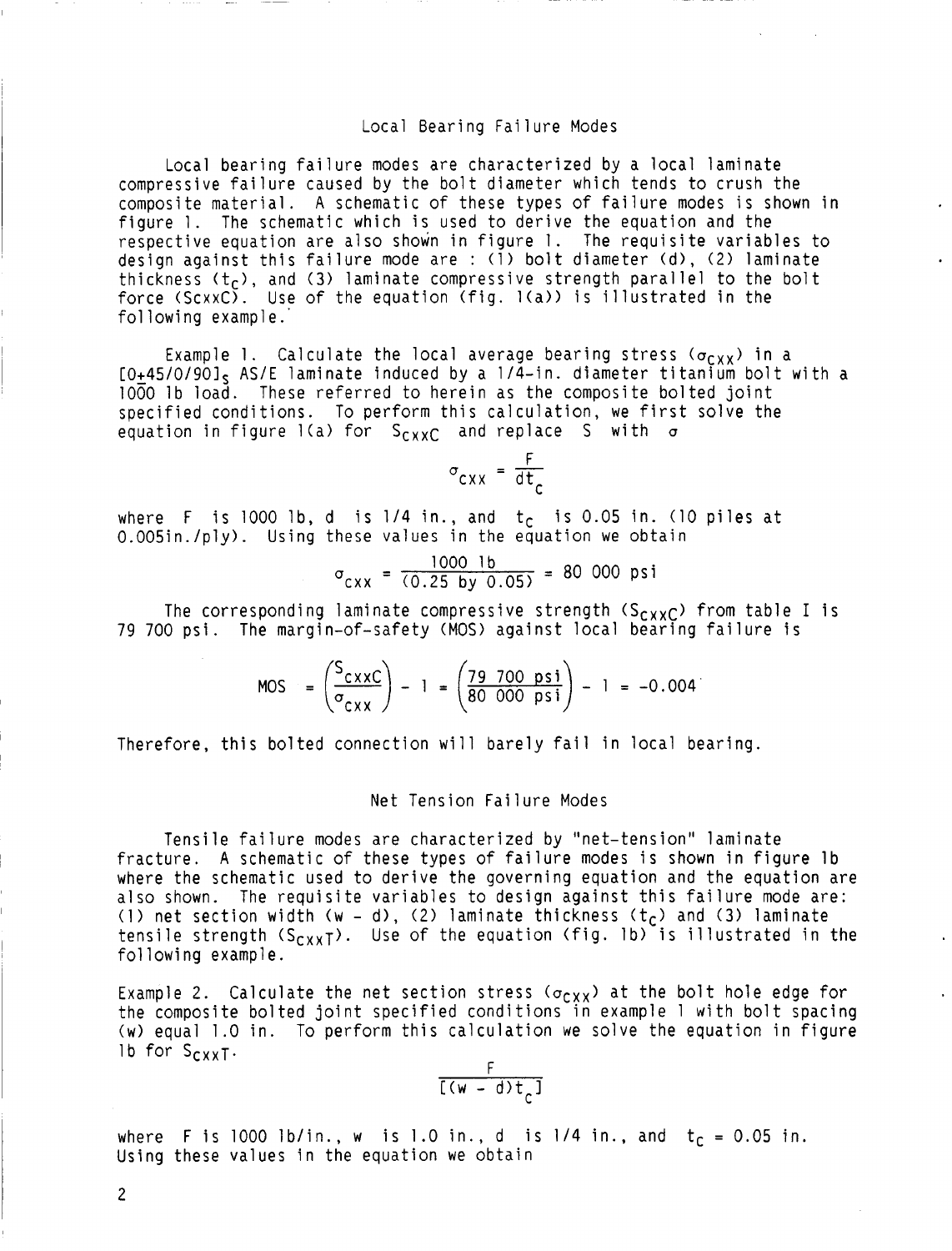## Local Bearing Failure Modes

Local bearing failure modes are characterized by a local laminate compressive failure caused by the bolt diameter which tends to crush the composite material. A schematic of these types of failure modes is shown in figure 1. The schematic which is used to derive the equation and the respective equation are also shown in figure 1. The requisite variables to design against this failure mode are : (1) bolt diameter (d), (2) laminate thickness ($t_C$), and (3) laminate compressive strength parallel to the bolt force (ScxxC). Use of the equation (fig. 1(a)) is illustrated in the following example.

Example 1. Calculate the local average bearing stress ($\sigma_{cxx}$) in a $[0\pm45/0/90]_s$ AS/E laminate induced by a 1/4-in. diameter titanium bolt with a 1000 lb load. These referred to herein as the composite bolted joint specified conditions. To perform this calculation, we first solve the equation in figure 1(a) for $S_{cxxC}$ and replace S with $\sigma$

$$\sigma_{cxx} = \frac{F}{dt_c}$$

where F is 1000 lb, d is 1/4 in., and $t_C$ is 0.05 in. (10 piles at 0.005in./ply). Using these values in the equation we obtain

$$\sigma_{cxx} = \frac{1000 \text{ lb}}{(0.25 \text{ by } 0.05)} = 80\ 000 \text{ psi}$$

The corresponding laminate compressive strength ($S_{cxxC}$) from table I is 79 700 psi. The margin-of-safety (MOS) against local bearing failure is

$$\text{MOS} = \left(\frac{S_{cxxC}}{\sigma_{cxx}}\right) - 1 = \left(\frac{79\ 700 \text{ psi}}{80\ 000 \text{ psi}}\right) - 1 = -0.004$$

Therefore, this bolted connection will barely fail in local bearing.

## Net Tension Failure Modes

Tensile failure modes are characterized by "net-tension" laminate fracture. A schematic of these types of failure modes is shown in figure 1b where the schematic used to derive the governing equation and the equation are also shown. The requisite variables to design against this failure mode are: (1) net section width (w - d), (2) laminate thickness ($t_C$) and (3) laminate tensile strength ($S_{cxxT}$). Use of the equation (fig. 1b) is illustrated in the following example.

Example 2. Calculate the net section stress ($\sigma_{cxx}$) at the bolt hole edge for the composite bolted joint specified conditions in example 1 with bolt spacing (w) equal 1.0 in. To perform this calculation we solve the equation in figure 1b for $S_{cxxT}$.

$$\frac{F}{[(w - d)t_c]}$$

where F is 1000 lb/in., w is 1.0 in., d is 1/4 in., and $t_C$ = 0.05 in. Using these values in the equation we obtain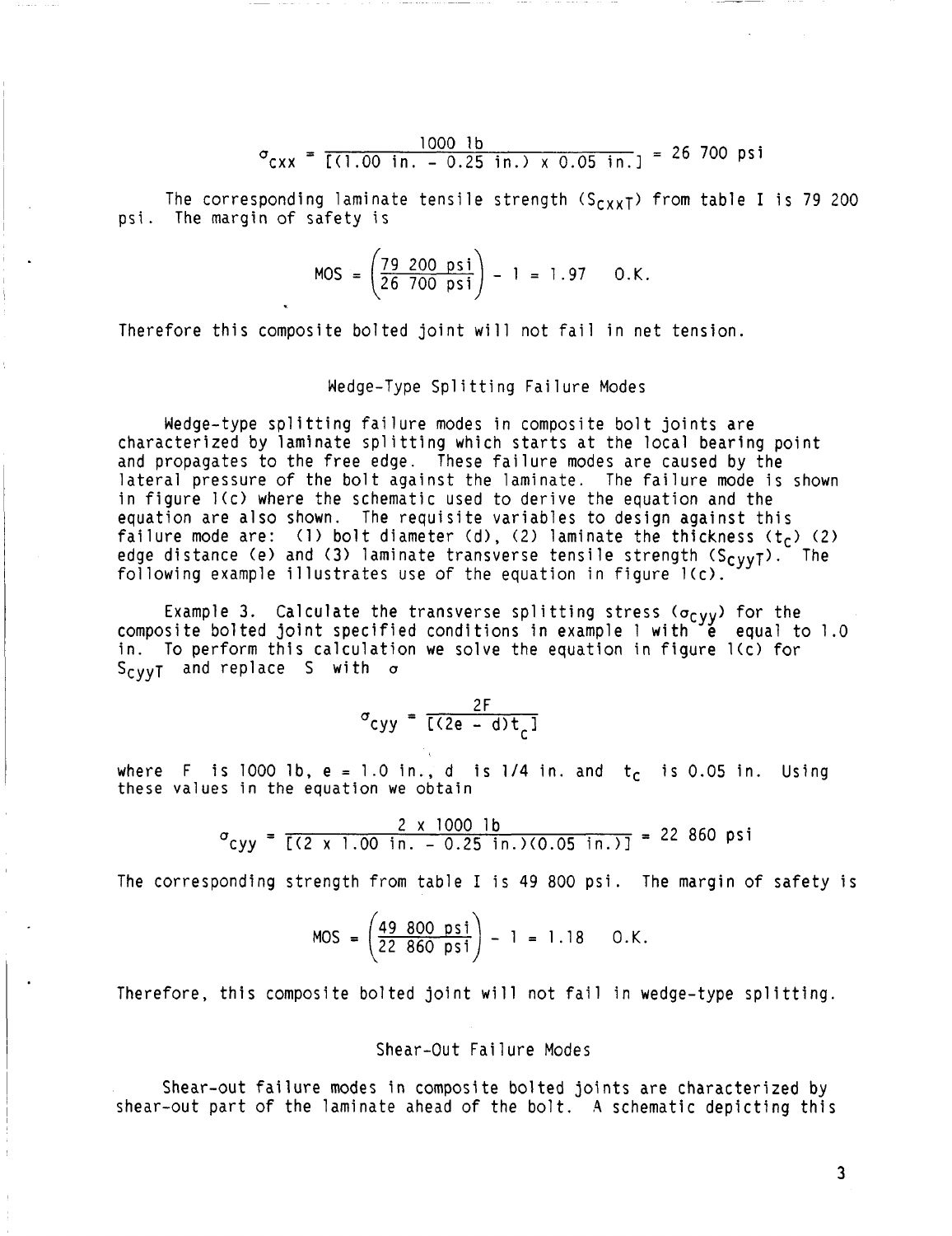$$\sigma_{cxx} = \frac{1000 \text{ lb}}{[(1.00 \text{ in.} - 0.25 \text{ in.}) \times 0.05 \text{ in.}]} = 26\ 700 \text{ psi}$$

The corresponding laminate tensile strength ($S_{cxxT}$) from table I is 79 200 psi. The margin of safety is

$$\text{MOS} = \left(\frac{79\ 200 \text{ psi}}{26\ 700 \text{ psi}}\right) - 1 = 1.97 \quad \text{O.K.}$$

Therefore this composite bolted joint will not fail in net tension.

## Wedge-Type Splitting Failure Modes

Wedge-type splitting failure modes in composite bolt joints are characterized by laminate splitting which starts at the local bearing point and propagates to the free edge. These failure modes are caused by the lateral pressure of the bolt against the laminate. The failure mode is shown in figure 1(c) where the schematic used to derive the equation and the equation are also shown. The requisite variables to design against this failure mode are: (1) bolt diameter (d), (2) laminate the thickness ($t_c$) (2) edge distance (e) and (3) laminate transverse tensile strength ($S_{cyyT}$). The following example illustrates use of the equation in figure 1(c).

Example 3. Calculate the transverse splitting stress ($\sigma_{cyy}$) for the composite bolted joint specified conditions in example 1 with e equal to 1.0 in. To perform this calculation we solve the equation in figure 1(c) for $S_{cyyT}$ and replace S with $\sigma$

$$\sigma_{cyy} = \frac{2F}{[(2e - d)t_c]}$$

where F is 1000 lb, e = 1.0 in., d is 1/4 in. and $t_c$ is 0.05 in. Using these values in the equation we obtain

$$\sigma_{cyy} = \frac{2 \times 1000 \text{ lb}}{[(2 \times 1.00 \text{ in.} - 0.25 \text{ in.})(0.05 \text{ in.})]} = 22\ 860 \text{ psi}$$

The corresponding strength from table I is 49 800 psi. The margin of safety is

$$\text{MOS} = \left(\frac{49\ 800 \text{ psi}}{22\ 860 \text{ psi}}\right) - 1 = 1.18 \quad \text{O.K.}$$

Therefore, this composite bolted joint will not fail in wedge-type splitting.

## Shear-Out Failure Modes

Shear-out failure modes in composite bolted joints are characterized by shear-out part of the laminate ahead of the bolt. A schematic depicting this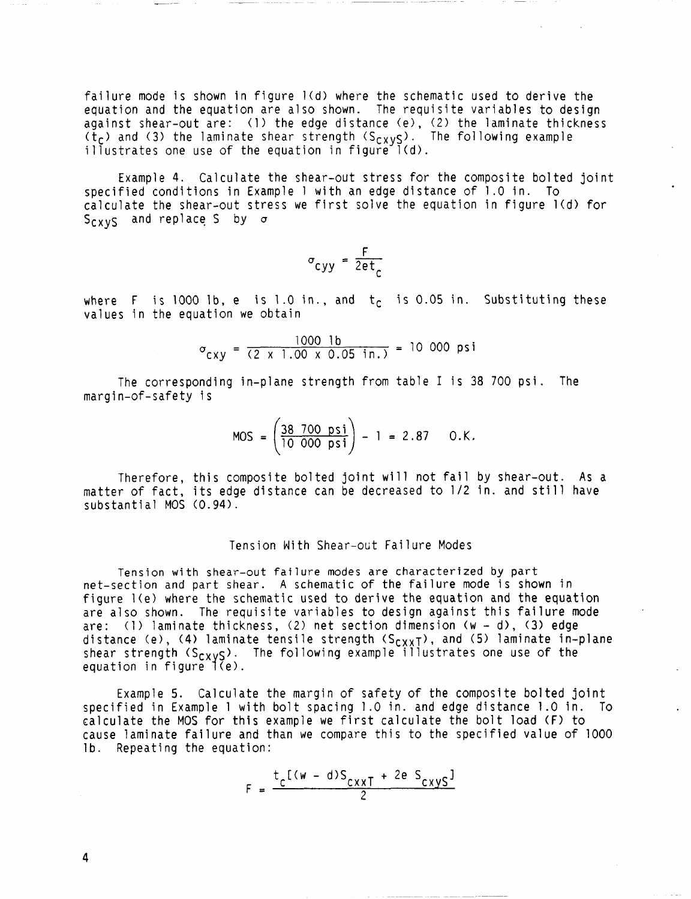failure mode is shown in figure 1(d) where the schematic used to derive the equation and the equation are also shown. The requisite variables to design against shear-out are: (1) the edge distance (e), (2) the laminate thickness ($t_c$) and (3) the laminate shear strength ($S_{cxyS}$). The following example illustrates one use of the equation in figure 1(d).

Example 4. Calculate the shear-out stress for the composite bolted joint specified conditions in Example 1 with an edge distance of 1.0 in. To calculate the shear-out stress we first solve the equation in figure 1(d) for $S_{cxyS}$ and replace S by $\sigma$

$$\sigma_{cyy} = \frac{F}{2et_c}$$

where F is 1000 lb, e is 1.0 in., and $t_c$ is 0.05 in. Substituting these values in the equation we obtain

$$\sigma_{cxy} = \frac{1000 \text{ lb}}{(2 \times 1.00 \times 0.05 \text{ in.})} = 10\ 000 \text{ psi}$$

The corresponding in-plane strength from table I is 38 700 psi. The margin-of-safety is

$$\text{MOS} = \left(\frac{38\ 700 \text{ psi}}{10\ 000 \text{ psi}}\right) - 1 = 2.87 \quad \text{O.K.}$$

Therefore, this composite bolted joint will not fail by shear-out. As a matter of fact, its edge distance can be decreased to 1/2 in. and still have substantial MOS (0.94).

## Tension With Shear-out Failure Modes

Tension with shear-out failure modes are characterized by part net-section and part shear. A schematic of the failure mode is shown in figure 1(e) where the schematic used to derive the equation and the equation are also shown. The requisite variables to design against this failure mode are: (1) laminate thickness, (2) net section dimension (w - d), (3) edge distance (e), (4) laminate tensile strength ($S_{cxxT}$), and (5) laminate in-plane shear strength ($S_{cxyS}$). The following example illustrates one use of the equation in figure 1(e).

Example 5. Calculate the margin of safety of the composite bolted joint specified in Example 1 with bolt spacing 1.0 in. and edge distance 1.0 in. To calculate the MOS for this example we first calculate the bolt load (F) to cause laminate failure and than we compare this to the specified value of 1000 lb. Repeating the equation:

$$F = \frac{t_c[(w - d)S_{cxxT} + 2e\ S_{cxyS}]}{2}$$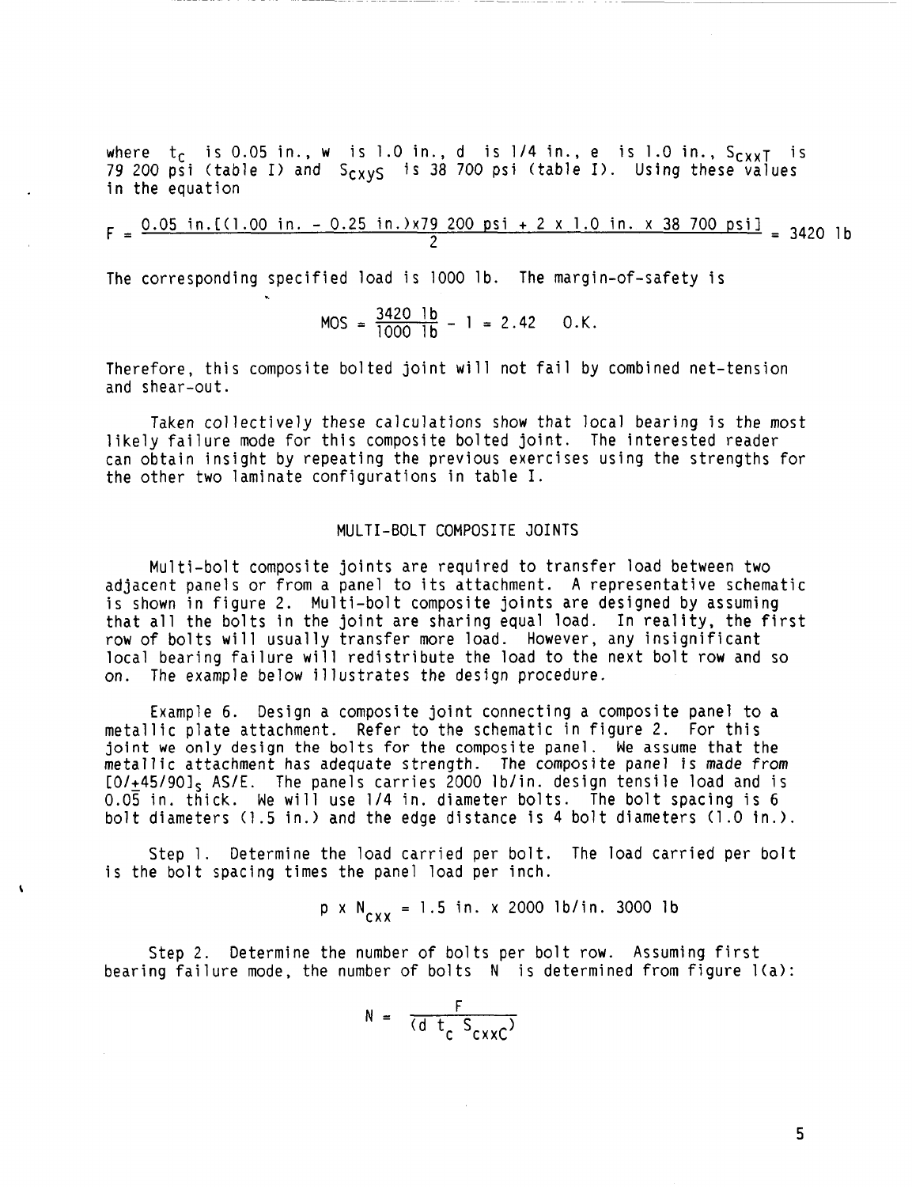where $t_c$ is 0.05 in., $w$ is 1.0 in., $d$ is 1/4 in., $e$ is 1.0 in., $S_{cxxT}$ is 79 200 psi (table I) and $S_{cxyS}$ is 38 700 psi (table I). Using these values in the equation

$$F = \frac{0.05 \text{ in.}[(1.00 \text{ in.} - 0.25 \text{ in.}) \times 79\ 200 \text{ psi} + 2 \times 1.0 \text{ in.} \times 38\ 700 \text{ psi}]}{2} = 3420 \text{ lb}$$

The corresponding specified load is 1000 lb. The margin-of-safety is

$$MOS = \frac{3420 \text{ lb}}{1000 \text{ lb}} - 1 = 2.42 \quad \text{O.K.}$$

Therefore, this composite bolted joint will not fail by combined net-tension and shear-out.

Taken collectively these calculations show that local bearing is the most likely failure mode for this composite bolted joint. The interested reader can obtain insight by repeating the previous exercises using the strengths for the other two laminate configurations in table I.

## MULTI-BOLT COMPOSITE JOINTS

Multi-bolt composite joints are required to transfer load between two adjacent panels or from a panel to its attachment. A representative schematic is shown in figure 2. Multi-bolt composite joints are designed by assuming that all the bolts in the joint are sharing equal load. In reality, the first row of bolts will usually transfer more load. However, any insignificant local bearing failure will redistribute the load to the next bolt row and so on. The example below illustrates the design procedure.

Example 6. Design a composite joint connecting a composite panel to a metallic plate attachment. Refer to the schematic in figure 2. For this joint we only design the bolts for the composite panel. We assume that the metallic attachment has adequate strength. The composite panel is *made from* $[0/\pm45/90]_S$ AS/E. The panels carries 2000 lb/in. design tensile load and is 0.05 in. thick. We will use 1/4 in. diameter bolts. The bolt spacing is 6 bolt diameters (1.5 in.) and the edge distance is 4 bolt diameters (1.0 in.).

Step 1. Determine the load carried per bolt. The load carried per bolt is the bolt spacing times the panel load per inch.

$$p \times N_{cxx} = 1.5 \text{ in.} \times 2000 \text{ lb/in.}\ 3000 \text{ lb}$$

Step 2. Determine the number of bolts per bolt row. Assuming first bearing failure mode, the number of bolts $N$ is determined from figure 1(a):

$$N = \frac{F}{(d\ t_c\ S_{cxxC})}$$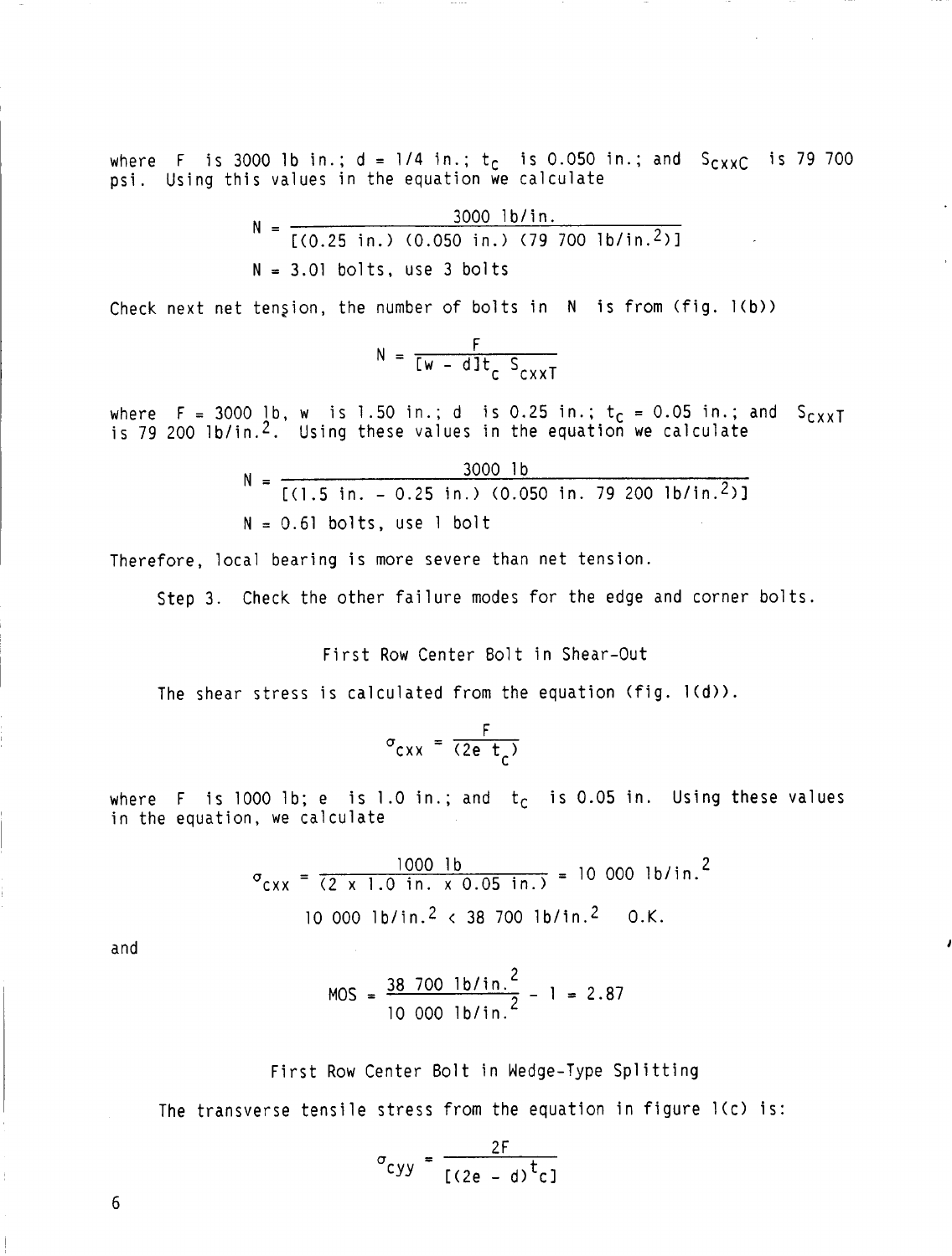where $F$ is 3000 lb in.; $d$ = 1/4 in.; $t_c$ is 0.050 in.; and $S_{cxxC}$ is 79 700 psi. Using this values in the equation we calculate

$$N = \frac{3000 \text{ lb/in.}}{[(0.25 \text{ in.})\ (0.050 \text{ in.})\ (79\ 700 \text{ lb/in.}^2)]}$$

$$N = 3.01 \text{ bolts, use 3 bolts}$$

Check next net tension, the number of bolts in $N$ is from (fig. 1(b))

$$N = \frac{F}{[w - d]t_c\ S_{cxxT}}$$

where $F$ = 3000 lb, $w$ is 1.50 in.; $d$ is 0.25 in.; $t_c$ = 0.05 in.; and $S_{cxxT}$ is 79 200 lb/in.$^2$. Using these values in the equation we calculate

$$N = \frac{3000 \text{ lb}}{[(1.5 \text{ in.} - 0.25 \text{ in.})\ (0.050 \text{ in. } 79\ 200 \text{ lb/in.}^2)]}$$

$$N = 0.61 \text{ bolts, use 1 bolt}$$

Therefore, local bearing is more severe than net tension.

Step 3. Check the other failure modes for the edge and corner bolts.

### First Row Center Bolt in Shear-Out

The shear stress is calculated from the equation (fig. 1(d)).

$$\sigma_{cxx} = \frac{F}{(2e\ t_c)}$$

where $F$ is 1000 lb; $e$ is 1.0 in.; and $t_c$ is 0.05 in. Using these values in the equation, we calculate

$$\sigma_{cxx} = \frac{1000 \text{ lb}}{(2 \times 1.0 \text{ in.} \times 0.05 \text{ in.})} = 10\ 000 \text{ lb/in.}^2$$

$$10\ 000 \text{ lb/in.}^2 < 38\ 700 \text{ lb/in.}^2 \quad \text{O.K.}$$

and

$$\text{MOS} = \frac{38\ 700 \text{ lb/in.}^2}{10\ 000 \text{ lb/in.}^2} - 1 = 2.87$$

### First Row Center Bolt in Wedge-Type Splitting

The transverse tensile stress from the equation in figure 1(c) is:

$$\sigma_{cyy} = \frac{2F}{[(2e - d)t_c]}$$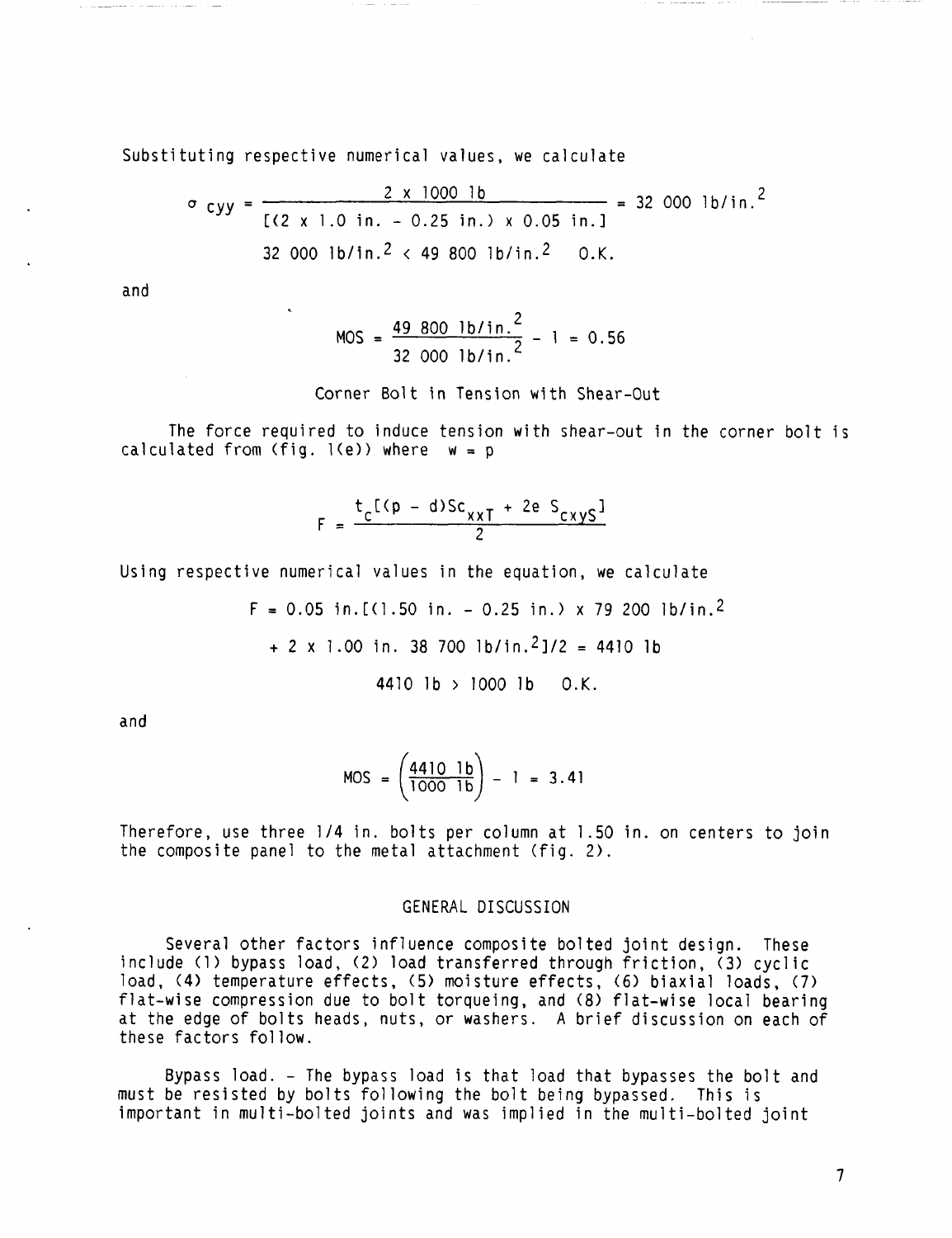Substituting respective numerical values, we calculate

$$\sigma_{cyy} = \frac{2 \times 1000 \text{ lb}}{[(2 \times 1.0 \text{ in.} - 0.25 \text{ in.}) \times 0.05 \text{ in.}]} = 32\ 000 \text{ lb/in.}^2$$

$$32\ 000 \text{ lb/in.}^2 < 49\ 800 \text{ lb/in.}^2 \quad \text{O.K.}$$

and

$$\text{MOS} = \frac{49\ 800 \text{ lb/in.}^2}{32\ 000 \text{ lb/in.}^2} - 1 = 0.56$$

Corner Bolt in Tension with Shear-Out

The force required to induce tension with shear-out in the corner bolt is calculated from (fig. 1(e)) where $w = p$

$$F = \frac{t_c[(p - d)Sc_{xxT} + 2e\ S_{cxyS}]}{2}$$

Using respective numerical values in the equation, we calculate

$$F = 0.05 \text{ in.}[(1.50 \text{ in.} - 0.25 \text{ in.}) \times 79\ 200 \text{ lb/in.}^2$$

$$+ 2 \times 1.00 \text{ in. } 38\ 700 \text{ lb/in.}^2]/2 = 4410 \text{ lb}$$

$$4410 \text{ lb} > 1000 \text{ lb} \quad \text{O.K.}$$

and

$$\text{MOS} = \left(\frac{4410 \text{ lb}}{1000 \text{ lb}}\right) - 1 = 3.41$$

Therefore, use three 1/4 in. bolts per column at 1.50 in. on centers to join the composite panel to the metal attachment (fig. 2).

## GENERAL DISCUSSION

Several other factors influence composite bolted joint design. These include (1) bypass load, (2) load transferred through friction, (3) cyclic load, (4) temperature effects, (5) moisture effects, (6) biaxial loads, (7) flat-wise compression due to bolt torqueing, and (8) flat-wise local bearing at the edge of bolts heads, nuts, or washers. A brief discussion on each of these factors follow.

Bypass load. - The bypass load is that load that bypasses the bolt and must be resisted by bolts following the bolt being bypassed. This is important in multi-bolted joints and was implied in the multi-bolted joint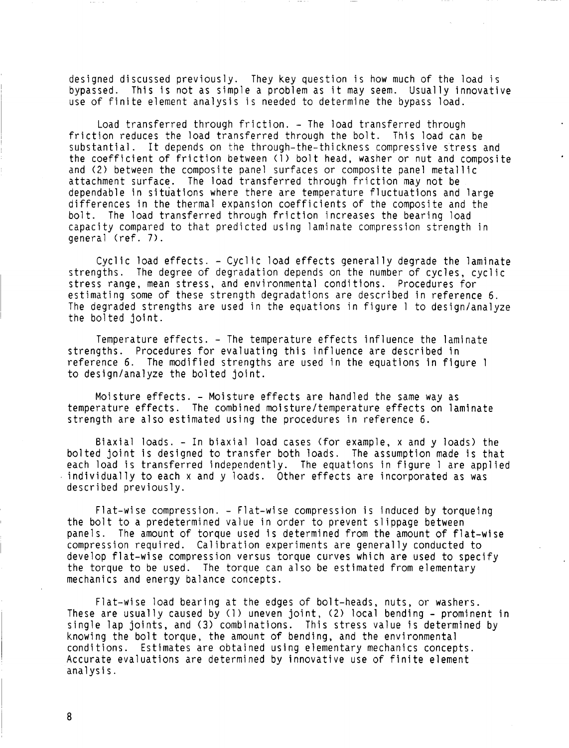designed discussed previously. They key question is how much of the load is bypassed. This is not as simple a problem as it may seem. Usually innovative use of finite element analysis is needed to determine the bypass load.

Load transferred through friction. - The load transferred through friction reduces the load transferred through the bolt. This load can be substantial. It depends on the through-the-thickness compressive stress and the coefficient of friction between (1) bolt head, washer or nut and composite and (2) between the composite panel surfaces or composite panel metallic attachment surface. The load transferred through friction may not be dependable in situations where there are temperature fluctuations and large differences in the thermal expansion coefficients of the composite and the bolt. The load transferred through friction increases the bearing load capacity compared to that predicted using laminate compression strength in general (ref. 7).

Cyclic load effects. - Cyclic load effects generally degrade the laminate strengths. The degree of degradation depends on the number of cycles, cyclic stress range, mean stress, and environmental conditions. Procedures for estimating some of these strength degradations are described in reference 6. The degraded strengths are used in the equations in figure 1 to design/analyze the bolted joint.

Temperature effects. - The temperature effects influence the laminate strengths. Procedures for evaluating this influence are described in reference 6. The modified strengths are used in the equations in figure 1 to design/analyze the bolted joint.

Moisture effects. - Moisture effects are handled the same way as temperature effects. The combined moisture/temperature effects on laminate strength are also estimated using the procedures in reference 6.

Biaxial loads. - In biaxial load cases (for example, x and y loads) the bolted joint is designed to transfer both loads. The assumption made is that each load is transferred independently. The equations in figure 1 are applied individually to each x and y loads. Other effects are incorporated as was described previously.

Flat-wise compression. - Flat-wise compression is induced by torqueing the bolt to a predetermined value in order to prevent slippage between panels. The amount of torque used is determined from the amount of flat-wise compression required. Calibration experiments are generally conducted to develop flat-wise compression versus torque curves which are used to specify the torque to be used. The torque can also be estimated from elementary mechanics and energy balance concepts.

Flat-wise load bearing at the edges of bolt-heads, nuts, or washers. These are usually caused by (1) uneven joint, (2) local bending - prominent in single lap joints, and (3) combinations. This stress value is determined by knowing the bolt torque, the amount of bending, and the environmental conditions. Estimates are obtained using elementary mechanics concepts. Accurate evaluations are determined by innovative use of finite element analysis.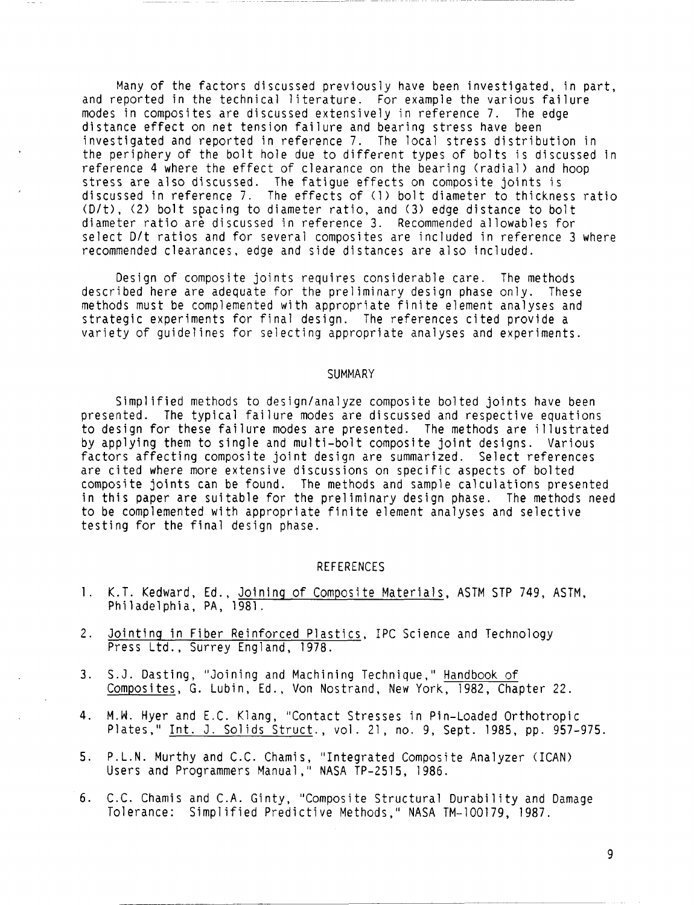Many of the factors discussed previously have been investigated, in part, and reported in the technical literature. For example the various failure modes in composites are discussed extensively in reference 7. The edge distance effect on net tension failure and bearing stress have been investigated and reported in reference 7. The local stress distribution in the periphery of the bolt hole due to different types of bolts is discussed in reference 4 where the effect of clearance on the bearing (radial) and hoop stress are also discussed. The fatigue effects on composite joints is discussed in reference 7. The effects of (1) bolt diameter to thickness ratio (D/t), (2) bolt spacing to diameter ratio, and (3) edge distance to bolt diameter ratio are discussed in reference 3. Recommended allowables for select D/t ratios and for several composites are included in reference 3 where recommended clearances, edge and side distances are also included.

Design of composite joints requires considerable care. The methods described here are adequate for the preliminary design phase only. These methods must be complemented with appropriate finite element analyses and strategic experiments for final design. The references cited provide a variety of guidelines for selecting appropriate analyses and experiments.

## SUMMARY

Simplified methods to design/analyze composite bolted joints have been presented. The typical failure modes are discussed and respective equations to design for these failure modes are presented. The methods are illustrated by applying them to single and multi-bolt composite joint designs. Various factors affecting composite joint design are summarized. Select references are cited where more extensive discussions on specific aspects of bolted composite joints can be found. The methods and sample calculations presented in this paper are suitable for the preliminary design phase. The methods need to be complemented with appropriate finite element analyses and selective testing for the final design phase.

## REFERENCES

1. K.T. Kedward, Ed., Joining of Composite Materials, ASTM STP 749, ASTM, Philadelphia, PA, 1981.

2. Jointing in Fiber Reinforced Plastics, IPC Science and Technology Press Ltd., Surrey England, 1978.

3. S.J. Dasting, "Joining and Machining Technique," Handbook of Composites, G. Lubin, Ed., Von Nostrand, New York, 1982, Chapter 22.

4. M.W. Hyer and E.C. Klang, "Contact Stresses in Pin-Loaded Orthotropic Plates," Int. J. Solids Struct., vol. 21, no. 9, Sept. 1985, pp. 957-975.

5. P.L.N. Murthy and C.C. Chamis, "Integrated Composite Analyzer (ICAN) Users and Programmers Manual," NASA TP-2515, 1986.

6. C.C. Chamis and C.A. Ginty, "Composite Structural Durability and Damage Tolerance: Simplified Predictive Methods," NASA TM-100179, 1987.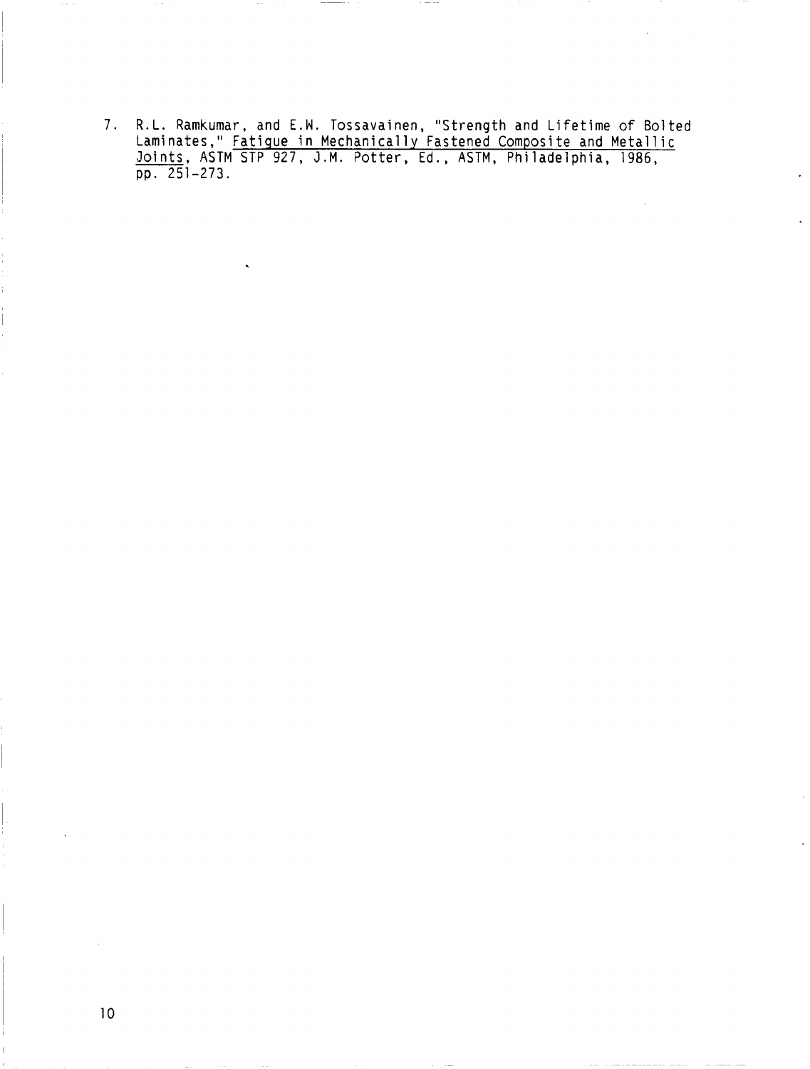7. R.L. Ramkumar, and E.W. Tossavainen, "Strength and Lifetime of Bolted Laminates," Fatigue in Mechanically Fastened Composite and Metallic Joints, ASTM STP 927, J.M. Potter, Ed., ASTM, Philadelphia, 1986, pp. 251-273.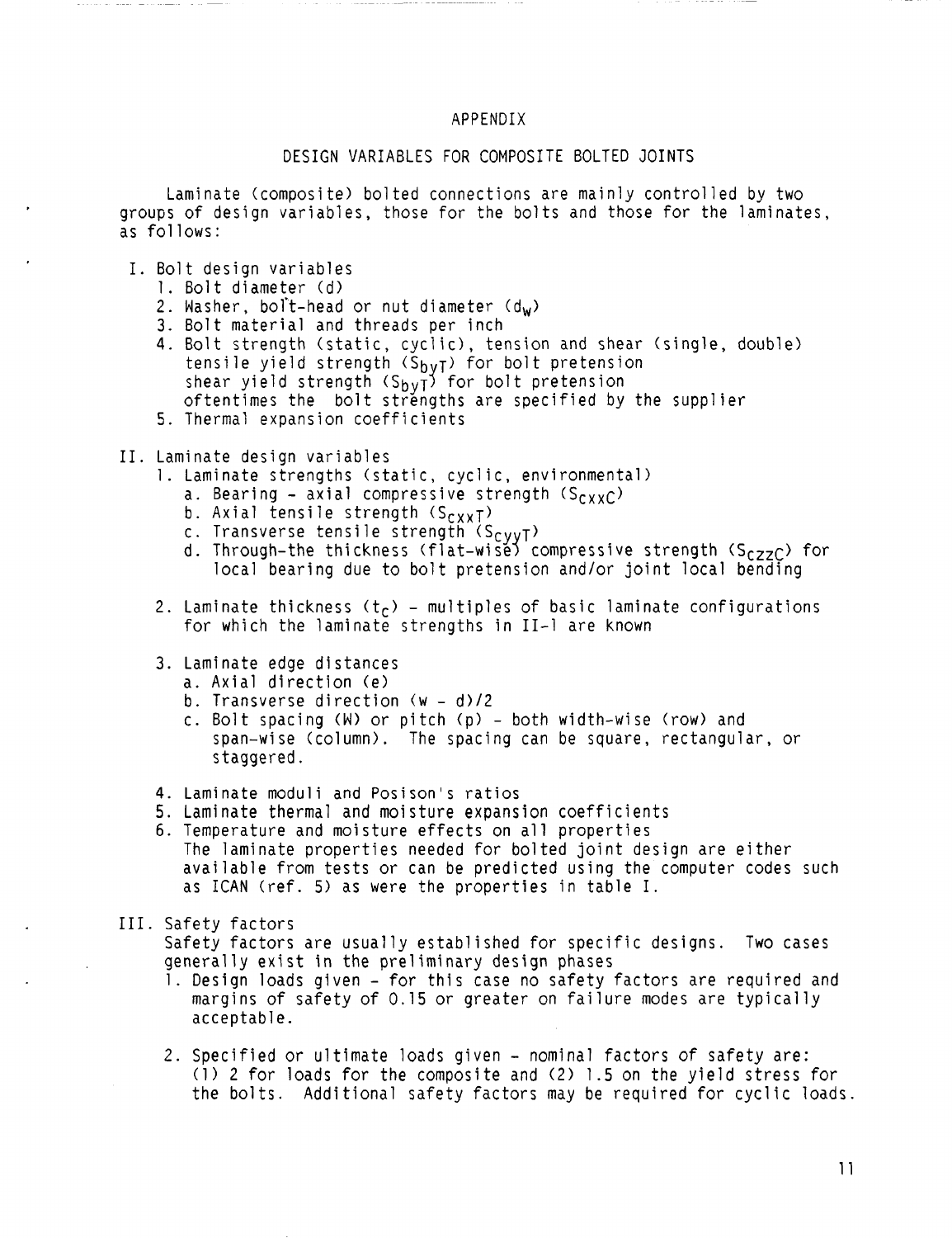# APPENDIX

## DESIGN VARIABLES FOR COMPOSITE BOLTED JOINTS

Laminate (composite) bolted connections are mainly controlled by two groups of design variables, those for the bolts and those for the laminates, as follows:

I. Bolt design variables
   1. Bolt diameter (d)
   2. Washer, bolt-head or nut diameter ($d_w$)
   3. Bolt material and threads per inch
   4. Bolt strength (static, cyclic), tension and shear (single, double)
      tensile yield strength ($S_{byT}$) for bolt pretension
      shear yield strength ($S_{byT}$) for bolt pretension
      oftentimes the bolt strengths are specified by the supplier
   5. Thermal expansion coefficients

II. Laminate design variables
   1. Laminate strengths (static, cyclic, environmental)
      a. Bearing - axial compressive strength ($S_{CxxC}$)
      b. Axial tensile strength ($S_{CxxT}$)
      c. Transverse tensile strength ($S_{CyyT}$)
      d. Through-the thickness (flat-wise) compressive strength ($S_{CzzC}$) for local bearing due to bolt pretension and/or joint local bending

   2. Laminate thickness ($t_c$) - multiples of basic laminate configurations for which the laminate strengths in II-1 are known

   3. Laminate edge distances
      a. Axial direction (e)
      b. Transverse direction (w - d)/2
      c. Bolt spacing (W) or pitch (p) - both width-wise (row) and span-wise (column). The spacing can be square, rectangular, or staggered.

   4. Laminate moduli and Posison's ratios
   5. Laminate thermal and moisture expansion coefficients
   6. Temperature and moisture effects on all properties
      The laminate properties needed for bolted joint design are either available from tests or can be predicted using the computer codes such as ICAN (ref. 5) as were the properties in table I.

III. Safety factors
   Safety factors are usually established for specific designs. Two cases generally exist in the preliminary design phases
   1. Design loads given - for this case no safety factors are required and margins of safety of 0.15 or greater on failure modes are typically acceptable.

   2. Specified or ultimate loads given - nominal factors of safety are: (1) 2 for loads for the composite and (2) 1.5 on the yield stress for the bolts. Additional safety factors may be required for cyclic loads.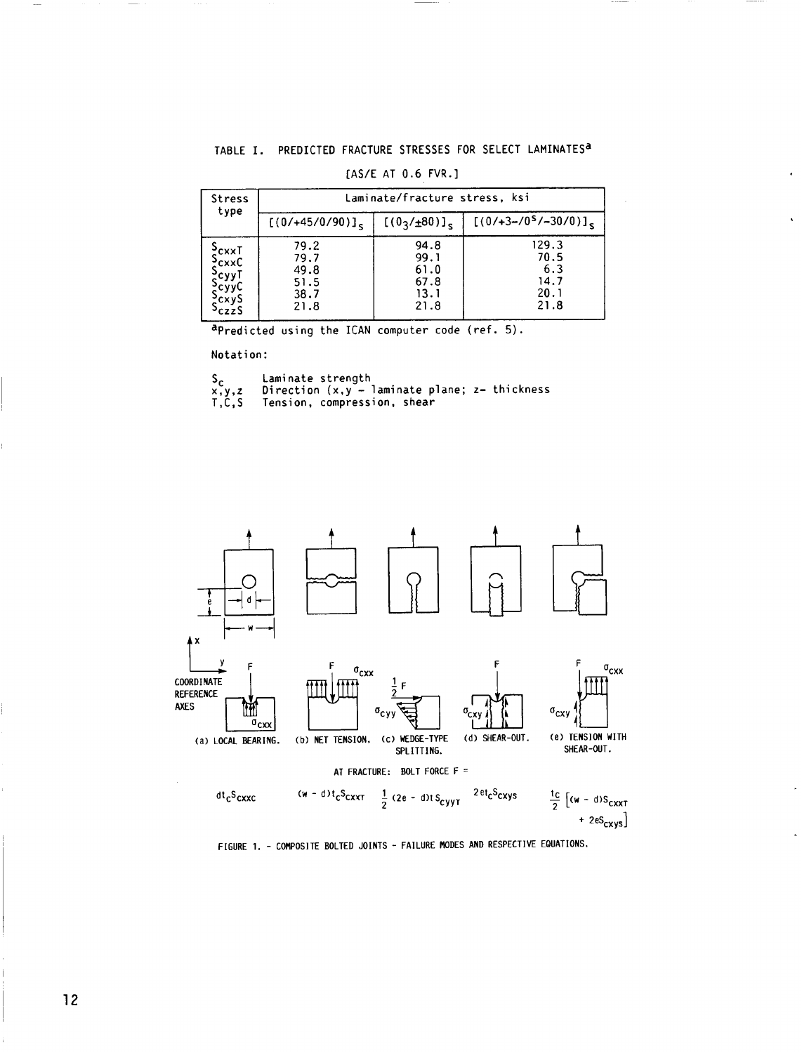TABLE I. PREDICTED FRACTURE STRESSES FOR SELECT LAMINATES[a]

[AS/E AT 0.6 FVR.]

| Stress type | Laminate/fracture stress, ksi | | |
|---|---|---|---|
| | $[(0/+45/0/90)]_s$ | $[(0_3/\pm 80)]_s$ | $[(0/+3-/0^s/-30/0)]_s$ |
| $S_{cxxT}$ | 79.2 | 94.8 | 129.3 |
| $S_{cxxC}$ | 79.7 | 99.1 | 70.5 |
| $S_{cyyT}$ | 49.8 | 61.0 | 6.3 |
| $S_{cyyC}$ | 51.5 | 67.8 | 14.7 |
| $S_{cxyS}$ | 38.7 | 13.1 | 20.1 |
| $S_{czzS}$ | 21.8 | 21.8 | 21.8 |

[a]Predicted using the ICAN computer code (ref. 5).

Notation:

$S_c$ Laminate strength

x,y,z Direction (x,y - laminate plane; z- thickness

T,C,S Tension, compression, shear

(a) LOCAL BEARING. (b) NET TENSION. (c) WEDGE-TYPE SPLITTING. (d) SHEAR-OUT. (e) TENSION WITH SHEAR-OUT.

AT FRACTURE: BOLT FORCE F =

$dt_c S_{cxxC}$ $\quad (w - d)t_c S_{cxxT}$ $\quad \frac{1}{2}(2e - d)t S_{cyyT}$ $\quad 2et_c S_{cxyS}$ $\quad \frac{t_c}{2}\left[(w - d)S_{cxxT} + 2eS_{cxyS}\right]$

FIGURE 1. - COMPOSITE BOLTED JOINTS - FAILURE MODES AND RESPECTIVE EQUATIONS.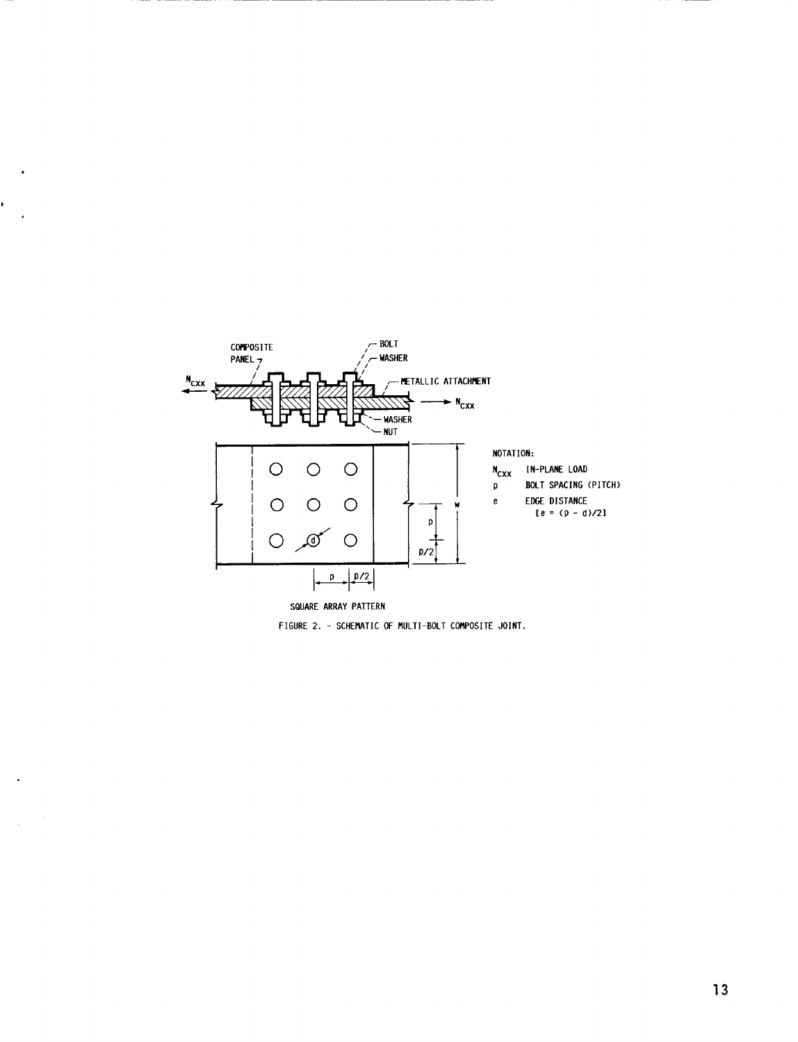COMPOSITE PANEL

BOLT

WASHER

METALLIC ATTACHMENT

$N_{CXX}$

$N_{CXX}$

WASHER

NUT

NOTATION:

$N_{CXX}$ IN-PLANE LOAD

$p$ BOLT SPACING (PITCH)

$e$ EDGE DISTANCE [$e = (p - d)/2$]

SQUARE ARRAY PATTERN

FIGURE 2. - SCHEMATIC OF MULTI-BOLT COMPOSITE JOINT.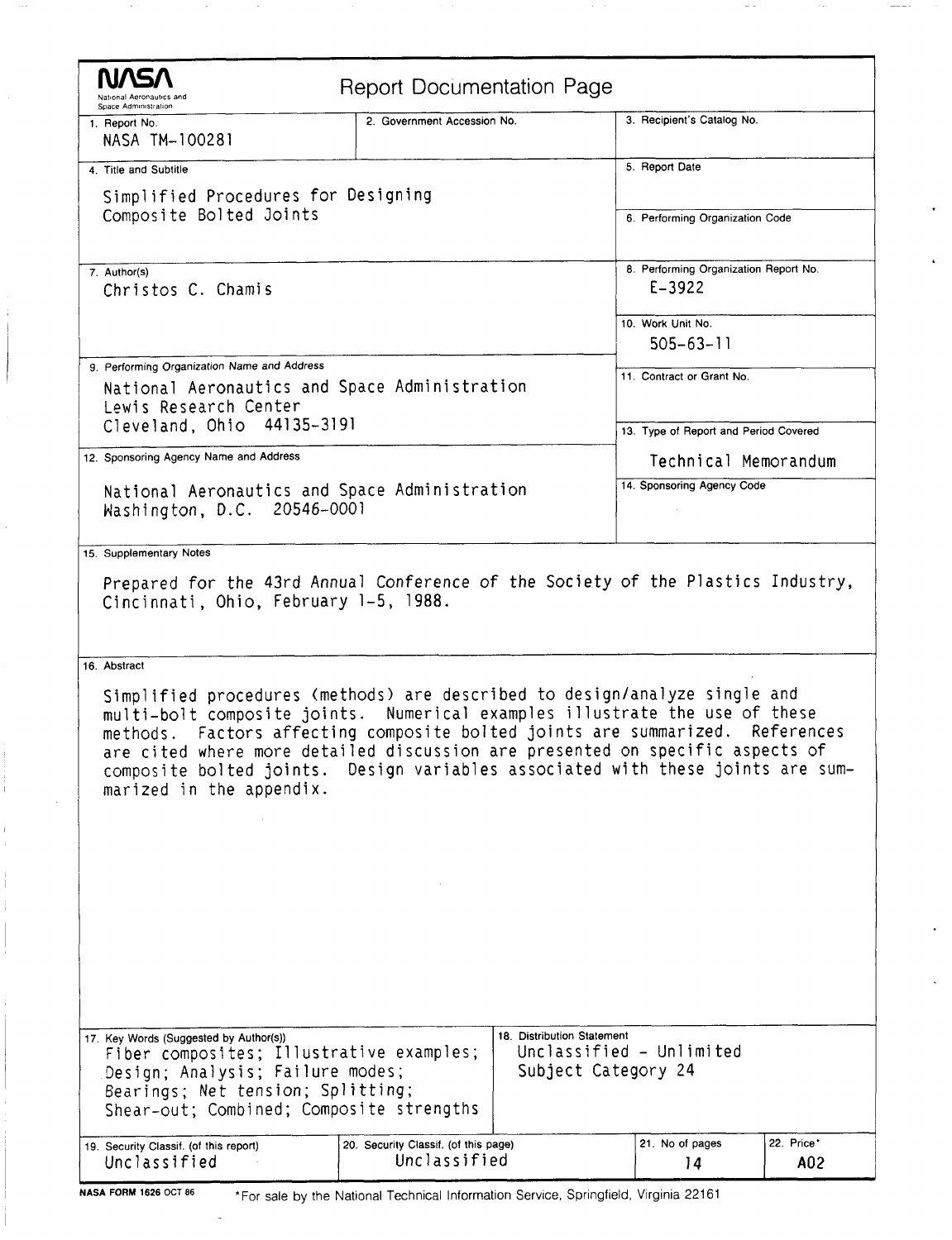# NASA Report Documentation Page

National Aeronautics and Space Administration

| | | |
|---|---|---|
| 1. Report No. NASA TM-100281 | 2. Government Accession No. | 3. Recipient's Catalog No. |
| 4. Title and Subtitle: Simplified Procedures for Designing Composite Bolted Joints | | 5. Report Date |
| | | 6. Performing Organization Code |
| 7. Author(s): Christos C. Chamis | | 8. Performing Organization Report No. E-3922 |
| | | 10. Work Unit No. 505-63-11 |
| 9. Performing Organization Name and Address: National Aeronautics and Space Administration, Lewis Research Center, Cleveland, Ohio 44135-3191 | | 11. Contract or Grant No. |
| | | 13. Type of Report and Period Covered: Technical Memorandum |
| 12. Sponsoring Agency Name and Address: National Aeronautics and Space Administration, Washington, D.C. 20546-0001 | | 14. Sponsoring Agency Code |

15. Supplementary Notes

Prepared for the 43rd Annual Conference of the Society of the Plastics Industry, Cincinnati, Ohio, February 1-5, 1988.

16. Abstract

Simplified procedures (methods) are described to design/analyze single and multi-bolt composite joints. Numerical examples illustrate the use of these methods. Factors affecting composite bolted joints are summarized. References are cited where more detailed discussion are presented on specific aspects of composite bolted joints. Design variables associated with these joints are summarized in the appendix.

| | |
|---|---|
| 17. Key Words (Suggested by Author(s)): Fiber composites; Illustrative examples; Design; Analysis; Failure modes; Bearings; Net tension; Splitting; Shear-out; Combined; Composite strengths | 18. Distribution Statement: Unclassified - Unlimited; Subject Category 24 |

| 19. Security Classif. (of this report) | 20. Security Classif. (of this page) | 21. No of pages | 22. Price* |
|---|---|---|---|
| Unclassified | Unclassified | 14 | A02 |

NASA FORM 1626 OCT 86

*For sale by the National Technical Information Service, Springfield, Virginia 22161